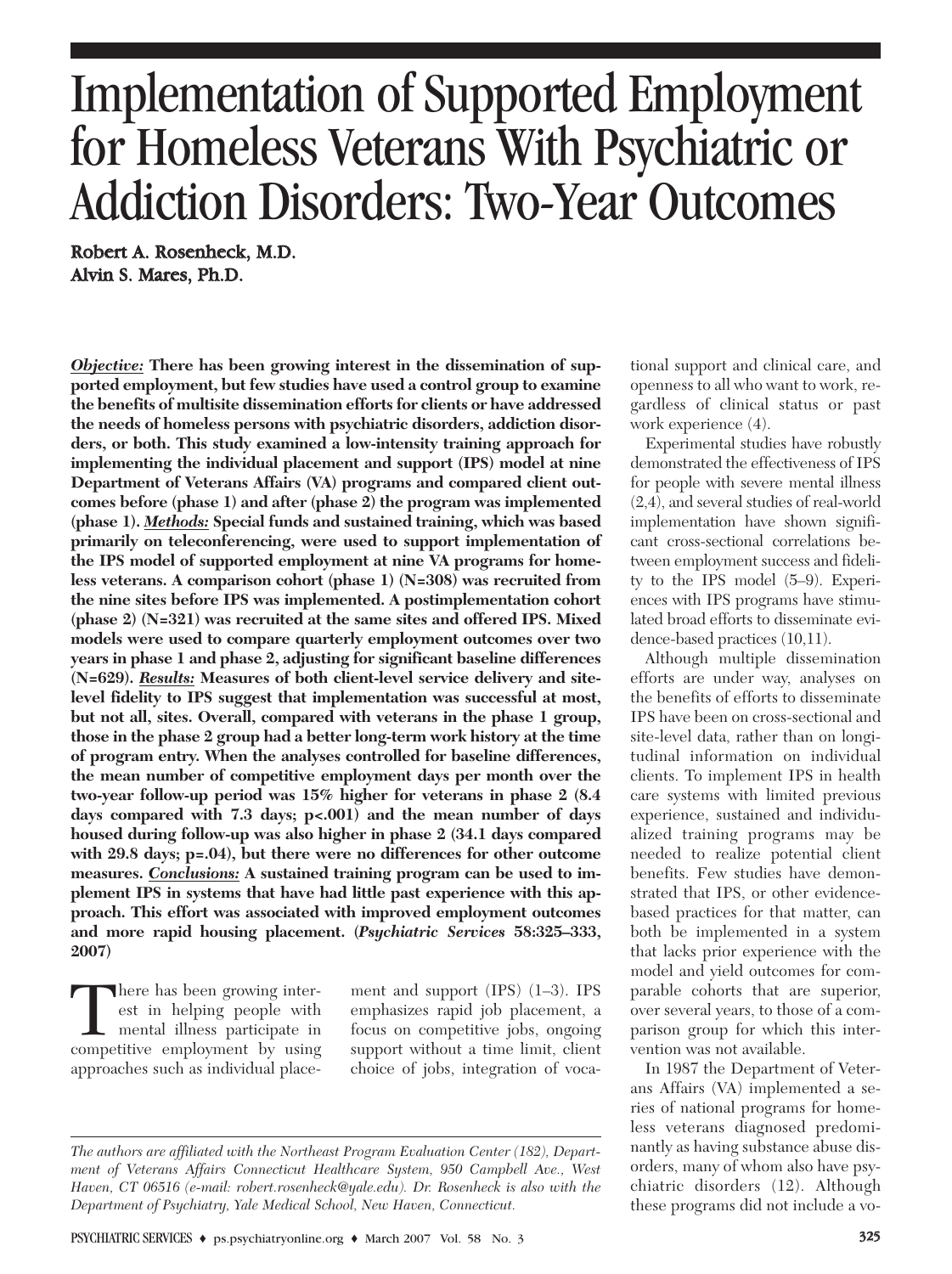# Implementation of Supported Employment for Homeless Veterans With Psychiatric or Addiction Disorders: Two-Year Outcomes

**Robert A. Rosenheck, M.D.**
**Alvin S. Mares, Ph.D.**

***Objective:*** **There has been growing interest in the dissemination of supported employment, but few studies have used a control group to examine the benefits of multisite dissemination efforts for clients or have addressed the needs of homeless persons with psychiatric disorders, addiction disorders, or both. This study examined a low-intensity training approach for implementing the individual placement and support (IPS) model at nine Department of Veterans Affairs (VA) programs and compared client outcomes before (phase 1) and after (phase 2) the program was implemented (phase 1).** ***Methods:*** **Special funds and sustained training, which was based primarily on teleconferencing, were used to support implementation of the IPS model of supported employment at nine VA programs for homeless veterans. A comparison cohort (phase 1) (N=308) was recruited from the nine sites before IPS was implemented. A postimplementation cohort (phase 2) (N=321) was recruited at the same sites and offered IPS. Mixed models were used to compare quarterly employment outcomes over two years in phase 1 and phase 2, adjusting for significant baseline differences (N=629).** ***Results:*** **Measures of both client-level service delivery and site-level fidelity to IPS suggest that implementation was successful at most, but not all, sites. Overall, compared with veterans in the phase 1 group, those in the phase 2 group had a better long-term work history at the time of program entry. When the analyses controlled for baseline differences, the mean number of competitive employment days per month over the two-year follow-up period was 15% higher for veterans in phase 2 (8.4 days compared with 7.3 days; p<.001) and the mean number of days housed during follow-up was also higher in phase 2 (34.1 days compared with 29.8 days; p=.04), but there were no differences for other outcome measures.** ***Conclusions:*** **A sustained training program can be used to implement IPS in systems that have had little past experience with this approach. This effort was associated with improved employment outcomes and more rapid housing placement. (*Psychiatric Services* 58:325–333, 2007)**

There has been growing interest in helping people with mental illness participate in competitive employment by using approaches such as individual placement and support (IPS) (1–3). IPS emphasizes rapid job placement, a focus on competitive jobs, ongoing support without a time limit, client choice of jobs, integration of vocational support and clinical care, and openness to all who want to work, regardless of clinical status or past work experience (4).

Experimental studies have robustly demonstrated the effectiveness of IPS for people with severe mental illness (2,4), and several studies of real-world implementation have shown significant cross-sectional correlations between employment success and fidelity to the IPS model (5–9). Experiences with IPS programs have stimulated broad efforts to disseminate evidence-based practices (10,11).

Although multiple dissemination efforts are under way, analyses on the benefits of efforts to disseminate IPS have been on cross-sectional and site-level data, rather than on longitudinal information on individual clients. To implement IPS in health care systems with limited previous experience, sustained and individualized training programs may be needed to realize potential client benefits. Few studies have demonstrated that IPS, or other evidence-based practices for that matter, can both be implemented in a system that lacks prior experience with the model and yield outcomes for comparable cohorts that are superior, over several years, to those of a comparison group for which this intervention was not available.

In 1987 the Department of Veterans Affairs (VA) implemented a series of national programs for homeless veterans diagnosed predominantly as having substance abuse disorders, many of whom also have psychiatric disorders (12). Although these programs did not include a vo-

*The authors are affiliated with the Northeast Program Evaluation Center (182), Department of Veterans Affairs Connecticut Healthcare System, 950 Campbell Ave., West Haven, CT 06516 (e-mail: robert.rosenheck@yale.edu). Dr. Rosenheck is also with the Department of Psychiatry, Yale Medical School, New Haven, Connecticut.*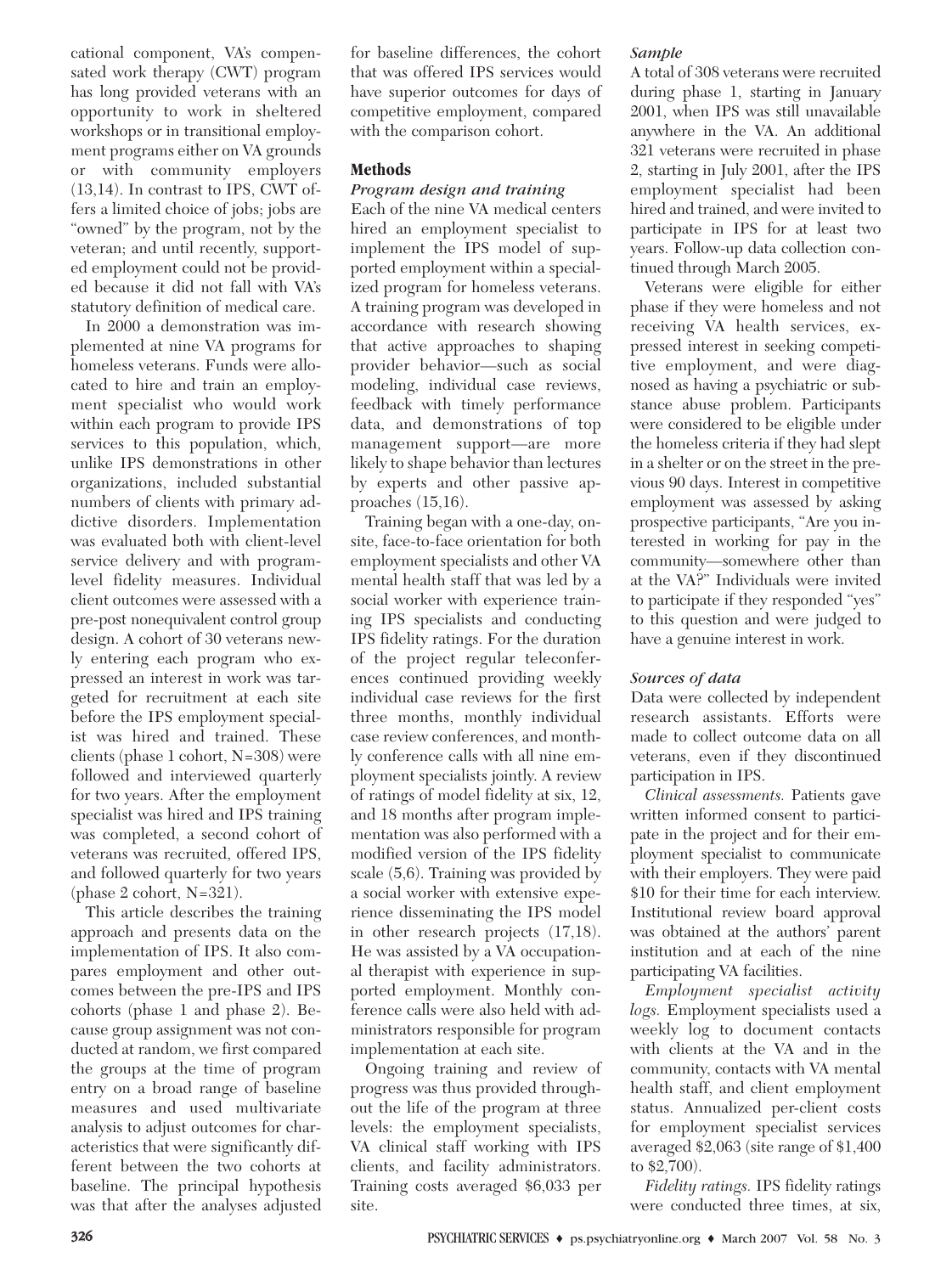cational component, VA's compensated work therapy (CWT) program has long provided veterans with an opportunity to work in sheltered workshops or in transitional employment programs either on VA grounds or with community employers (13,14). In contrast to IPS, CWT offers a limited choice of jobs; jobs are "owned" by the program, not by the veteran; and until recently, supported employment could not be provided because it did not fall with VA's statutory definition of medical care.

In 2000 a demonstration was implemented at nine VA programs for homeless veterans. Funds were allocated to hire and train an employment specialist who would work within each program to provide IPS services to this population, which, unlike IPS demonstrations in other organizations, included substantial numbers of clients with primary addictive disorders. Implementation was evaluated both with client-level service delivery and with program-level fidelity measures. Individual client outcomes were assessed with a pre-post nonequivalent control group design. A cohort of 30 veterans newly entering each program who expressed an interest in work was targeted for recruitment at each site before the IPS employment specialist was hired and trained. These clients (phase 1 cohort, N=308) were followed and interviewed quarterly for two years. After the employment specialist was hired and IPS training was completed, a second cohort of veterans was recruited, offered IPS, and followed quarterly for two years (phase 2 cohort, N=321).

This article describes the training approach and presents data on the implementation of IPS. It also compares employment and other outcomes between the pre-IPS and IPS cohorts (phase 1 and phase 2). Because group assignment was not conducted at random, we first compared the groups at the time of program entry on a broad range of baseline measures and used multivariate analysis to adjust outcomes for characteristics that were significantly different between the two cohorts at baseline. The principal hypothesis was that after the analyses adjusted for baseline differences, the cohort that was offered IPS services would have superior outcomes for days of competitive employment, compared with the comparison cohort.

## Methods

### Program design and training

Each of the nine VA medical centers hired an employment specialist to implement the IPS model of supported employment within a specialized program for homeless veterans. A training program was developed in accordance with research showing that active approaches to shaping provider behavior—such as social modeling, individual case reviews, feedback with timely performance data, and demonstrations of top management support—are more likely to shape behavior than lectures by experts and other passive approaches (15,16).

Training began with a one-day, onsite, face-to-face orientation for both employment specialists and other VA mental health staff that was led by a social worker with experience training IPS specialists and conducting IPS fidelity ratings. For the duration of the project regular teleconferences continued providing weekly individual case reviews for the first three months, monthly individual case review conferences, and monthly conference calls with all nine employment specialists jointly. A review of ratings of model fidelity at six, 12, and 18 months after program implementation was also performed with a modified version of the IPS fidelity scale (5,6). Training was provided by a social worker with extensive experience disseminating the IPS model in other research projects (17,18). He was assisted by a VA occupational therapist with experience in supported employment. Monthly conference calls were also held with administrators responsible for program implementation at each site.

Ongoing training and review of progress was thus provided throughout the life of the program at three levels: the employment specialists, VA clinical staff working with IPS clients, and facility administrators. Training costs averaged $6,033 per site.

### Sample

A total of 308 veterans were recruited during phase 1, starting in January 2001, when IPS was still unavailable anywhere in the VA. An additional 321 veterans were recruited in phase 2, starting in July 2001, after the IPS employment specialist had been hired and trained, and were invited to participate in IPS for at least two years. Follow-up data collection continued through March 2005.

Veterans were eligible for either phase if they were homeless and not receiving VA health services, expressed interest in seeking competitive employment, and were diagnosed as having a psychiatric or substance abuse problem. Participants were considered to be eligible under the homeless criteria if they had slept in a shelter or on the street in the previous 90 days. Interest in competitive employment was assessed by asking prospective participants, "Are you interested in working for pay in the community—somewhere other than at the VA?" Individuals were invited to participate if they responded "yes" to this question and were judged to have a genuine interest in work.

### Sources of data

Data were collected by independent research assistants. Efforts were made to collect outcome data on all veterans, even if they discontinued participation in IPS.

*Clinical assessments.* Patients gave written informed consent to participate in the project and for their employment specialist to communicate with their employers. They were paid $10 for their time for each interview. Institutional review board approval was obtained at the authors' parent institution and at each of the nine participating VA facilities.

*Employment specialist activity logs.* Employment specialists used a weekly log to document contacts with clients at the VA and in the community, contacts with VA mental health staff, and client employment status. Annualized per-client costs for employment specialist services averaged $2,063 (site range of $1,400 to $2,700).

*Fidelity ratings.* IPS fidelity ratings were conducted three times, at six,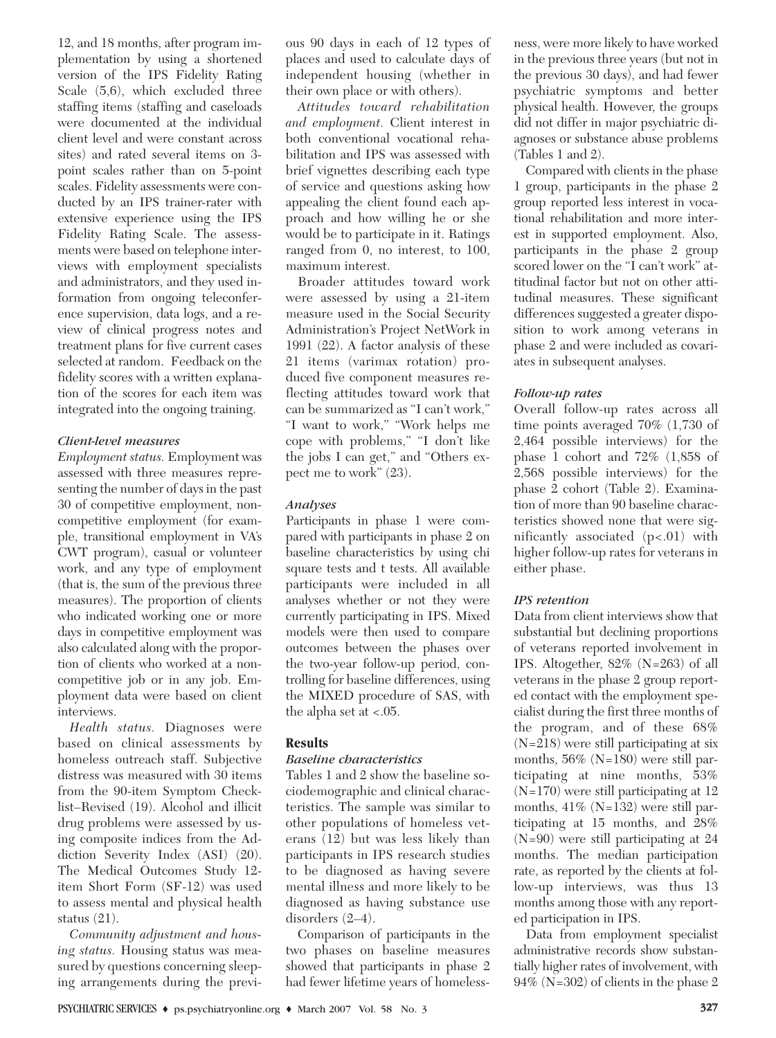12, and 18 months, after program implementation by using a shortened version of the IPS Fidelity Rating Scale (5,6), which excluded three staffing items (staffing and caseloads were documented at the individual client level and were constant across sites) and rated several items on 3-point scales rather than on 5-point scales. Fidelity assessments were conducted by an IPS trainer-rater with extensive experience using the IPS Fidelity Rating Scale. The assessments were based on telephone interviews with employment specialists and administrators, and they used information from ongoing teleconference supervision, data logs, and a review of clinical progress notes and treatment plans for five current cases selected at random. Feedback on the fidelity scores with a written explanation of the scores for each item was integrated into the ongoing training.

### *Client-level measures*

*Employment status.* Employment was assessed with three measures representing the number of days in the past 30 of competitive employment, noncompetitive employment (for example, transitional employment in VA's CWT program), casual or volunteer work, and any type of employment (that is, the sum of the previous three measures). The proportion of clients who indicated working one or more days in competitive employment was also calculated along with the proportion of clients who worked at a noncompetitive job or in any job. Employment data were based on client interviews.

*Health status.* Diagnoses were based on clinical assessments by homeless outreach staff. Subjective distress was measured with 30 items from the 90-item Symptom Checklist–Revised (19). Alcohol and illicit drug problems were assessed by using composite indices from the Addiction Severity Index (ASI) (20). The Medical Outcomes Study 12-item Short Form (SF-12) was used to assess mental and physical health status (21).

*Community adjustment and housing status.* Housing status was measured by questions concerning sleeping arrangements during the previous 90 days in each of 12 types of places and used to calculate days of independent housing (whether in their own place or with others).

*Attitudes toward rehabilitation and employment.* Client interest in both conventional vocational rehabilitation and IPS was assessed with brief vignettes describing each type of service and questions asking how appealing the client found each approach and how willing he or she would be to participate in it. Ratings ranged from 0, no interest, to 100, maximum interest.

Broader attitudes toward work were assessed by using a 21-item measure used in the Social Security Administration's Project NetWork in 1991 (22). A factor analysis of these 21 items (varimax rotation) produced five component measures reflecting attitudes toward work that can be summarized as "I can't work," "I want to work," "Work helps me cope with problems," "I don't like the jobs I can get," and "Others expect me to work" (23).

### *Analyses*

Participants in phase 1 were compared with participants in phase 2 on baseline characteristics by using chi square tests and t tests. All available participants were included in all analyses whether or not they were currently participating in IPS. Mixed models were then used to compare outcomes between the phases over the two-year follow-up period, controlling for baseline differences, using the MIXED procedure of SAS, with the alpha set at <.05.

## Results

### *Baseline characteristics*

Tables 1 and 2 show the baseline sociodemographic and clinical characteristics. The sample was similar to other populations of homeless veterans (12) but was less likely than participants in IPS research studies to be diagnosed as having severe mental illness and more likely to be diagnosed as having substance use disorders (2–4).

Comparison of participants in the two phases on baseline measures showed that participants in phase 2 had fewer lifetime years of homelessness, were more likely to have worked in the previous three years (but not in the previous 30 days), and had fewer psychiatric symptoms and better physical health. However, the groups did not differ in major psychiatric diagnoses or substance abuse problems (Tables 1 and 2).

Compared with clients in the phase 1 group, participants in the phase 2 group reported less interest in vocational rehabilitation and more interest in supported employment. Also, participants in the phase 2 group scored lower on the "I can't work" attitudinal factor but not on other attitudinal measures. These significant differences suggested a greater disposition to work among veterans in phase 2 and were included as covariates in subsequent analyses.

### *Follow-up rates*

Overall follow-up rates across all time points averaged 70% (1,730 of 2,464 possible interviews) for the phase 1 cohort and 72% (1,858 of 2,568 possible interviews) for the phase 2 cohort (Table 2). Examination of more than 90 baseline characteristics showed none that were significantly associated ($p<.01$) with higher follow-up rates for veterans in either phase.

### *IPS retention*

Data from client interviews show that substantial but declining proportions of veterans reported involvement in IPS. Altogether, 82% (N=263) of all veterans in the phase 2 group reported contact with the employment specialist during the first three months of the program, and of these 68% (N=218) were still participating at six months, 56% (N=180) were still participating at nine months, 53% (N=170) were still participating at 12 months, 41% (N=132) were still participating at 15 months, and 28% (N=90) were still participating at 24 months. The median participation rate, as reported by the clients at follow-up interviews, was thus 13 months among those with any reported participation in IPS.

Data from employment specialist administrative records show substantially higher rates of involvement, with 94% (N=302) of clients in the phase 2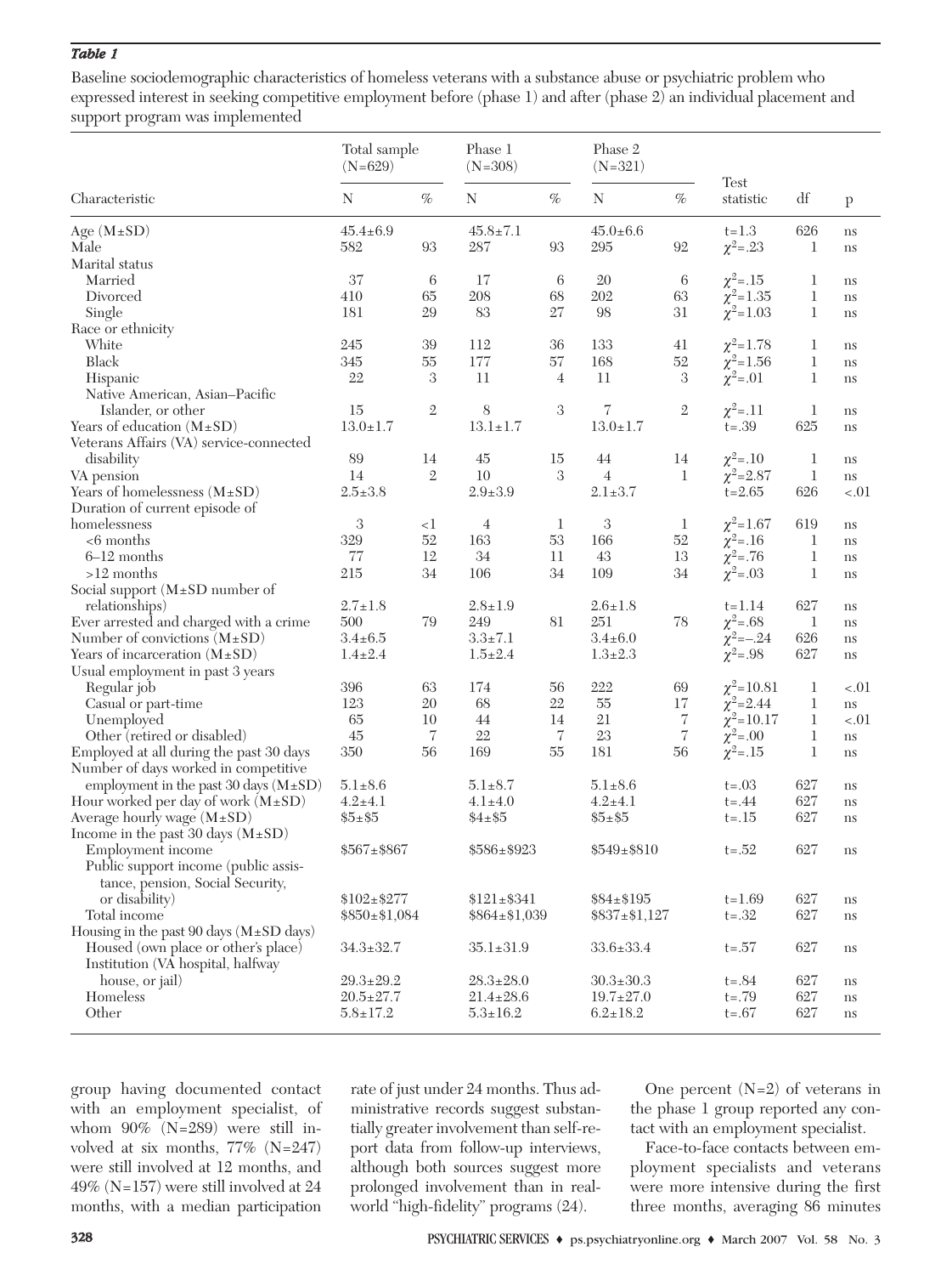*Table 1*

Baseline sociodemographic characteristics of homeless veterans with a substance abuse or psychiatric problem who expressed interest in seeking competitive employment before (phase 1) and after (phase 2) an individual placement and support program was implemented

| | Total sample (N=629) | | Phase 1 (N=308) | | Phase 2 (N=321) | | | | |
|---|---|---|---|---|---|---|---|---|---|
| Characteristic | N | % | N | % | N | % | Test statistic | df | p |
| Age (M±SD) | 45.4±6.9 | | 45.8±7.1 | | 45.0±6.6 | | t=1.3 | 626 | ns |
| Male | 582 | 93 | 287 | 93 | 295 | 92 | $\chi^2$=.23 | 1 | ns |
| Marital status | | | | | | | | | |
| Married | 37 | 6 | 17 | 6 | 20 | 6 | $\chi^2$=.15 | 1 | ns |
| Divorced | 410 | 65 | 208 | 68 | 202 | 63 | $\chi^2$=1.35 | 1 | ns |
| Single | 181 | 29 | 83 | 27 | 98 | 31 | $\chi^2$=1.03 | 1 | ns |
| Race or ethnicity | | | | | | | | | |
| White | 245 | 39 | 112 | 36 | 133 | 41 | $\chi^2$=1.78 | 1 | ns |
| Black | 345 | 55 | 177 | 57 | 168 | 52 | $\chi^2$=1.56 | 1 | ns |
| Hispanic | 22 | 3 | 11 | 4 | 11 | 3 | $\chi^2$=.01 | 1 | ns |
| Native American, Asian–Pacific Islander, or other | 15 | 2 | 8 | 3 | 7 | 2 | $\chi^2$=.11 | 1 | ns |
| Years of education (M±SD) | 13.0±1.7 | | 13.1±1.7 | | 13.0±1.7 | | t=.39 | 625 | ns |
| Veterans Affairs (VA) service-connected disability | 89 | 14 | 45 | 15 | 44 | 14 | $\chi^2$=.10 | 1 | ns |
| VA pension | 14 | 2 | 10 | 3 | 4 | 1 | $\chi^2$=2.87 | 1 | ns |
| Years of homelessness (M±SD) | 2.5±3.8 | | 2.9±3.9 | | 2.1±3.7 | | t=2.65 | 626 | <.01 |
| Duration of current episode of homelessness | 3 | <1 | 4 | 1 | 3 | 1 | $\chi^2$=1.67 | 619 | ns |
| <6 months | 329 | 52 | 163 | 53 | 166 | 52 | $\chi^2$=.16 | 1 | ns |
| 6–12 months | 77 | 12 | 34 | 11 | 43 | 13 | $\chi^2$=.76 | 1 | ns |
| >12 months | 215 | 34 | 106 | 34 | 109 | 34 | $\chi^2$=.03 | 1 | ns |
| Social support (M±SD number of relationships) | 2.7±1.8 | | 2.8±1.9 | | 2.6±1.8 | | t=1.14 | 627 | ns |
| Ever arrested and charged with a crime | 500 | 79 | 249 | 81 | 251 | 78 | $\chi^2$=.68 | 1 | ns |
| Number of convictions (M±SD) | 3.4±6.5 | | 3.3±7.1 | | 3.4±6.0 | | $\chi^2$=–.24 | 626 | ns |
| Years of incarceration (M±SD) | 1.4±2.4 | | 1.5±2.4 | | 1.3±2.3 | | $\chi^2$=.98 | 627 | ns |
| Usual employment in past 3 years | | | | | | | | | |
| Regular job | 396 | 63 | 174 | 56 | 222 | 69 | $\chi^2$=10.81 | 1 | <.01 |
| Casual or part-time | 123 | 20 | 68 | 22 | 55 | 17 | $\chi^2$=2.44 | 1 | ns |
| Unemployed | 65 | 10 | 44 | 14 | 21 | 7 | $\chi^2$=10.17 | 1 | <.01 |
| Other (retired or disabled) | 45 | 7 | 22 | 7 | 23 | 7 | $\chi^2$=.00 | 1 | ns |
| Employed at all during the past 30 days | 350 | 56 | 169 | 55 | 181 | 56 | $\chi^2$=.15 | 1 | ns |
| Number of days worked in competitive employment in the past 30 days (M±SD) | 5.1±8.6 | | 5.1±8.7 | | 5.1±8.6 | | t=.03 | 627 | ns |
| Hour worked per day of work (M±SD) | 4.2±4.1 | | 4.1±4.0 | | 4.2±4.1 | | t=.44 | 627 | ns |
| Average hourly wage (M±SD) | $5±$5 | | $4±$5 | | $5±$5 | | t=.15 | 627 | ns |
| Income in the past 30 days (M±SD) | | | | | | | | | |
| Employment income | $567±$867 | | $586±$923 | | $549±$810 | | t=.52 | 627 | ns |
| Public support income (public assistance, pension, Social Security, or disability) | $102±$277 | | $121±$341 | | $84±$195 | | t=1.69 | 627 | ns |
| Total income | $850±$1,084 | | $864±$1,039 | | $837±$1,127 | | t=.32 | 627 | ns |
| Housing in the past 90 days (M±SD days) | | | | | | | | | |
| Housed (own place or other's place) | 34.3±32.7 | | 35.1±31.9 | | 33.6±33.4 | | t=.57 | 627 | ns |
| Institution (VA hospital, halfway house, or jail) | 29.3±29.2 | | 28.3±28.0 | | 30.3±30.3 | | t=.84 | 627 | ns |
| Homeless | 20.5±27.7 | | 21.4±28.6 | | 19.7±27.0 | | t=.79 | 627 | ns |
| Other | 5.8±17.2 | | 5.3±16.2 | | 6.2±18.2 | | t=.67 | 627 | ns |

group having documented contact with an employment specialist, of whom 90% (N=289) were still involved at six months, 77% (N=247) were still involved at 12 months, and 49% (N=157) were still involved at 24 months, with a median participation rate of just under 24 months. Thus administrative records suggest substantially greater involvement than self-report data from follow-up interviews, although both sources suggest more prolonged involvement than in real-world "high-fidelity" programs (24).

One percent (N=2) of veterans in the phase 1 group reported any contact with an employment specialist.

Face-to-face contacts between employment specialists and veterans were more intensive during the first three months, averaging 86 minutes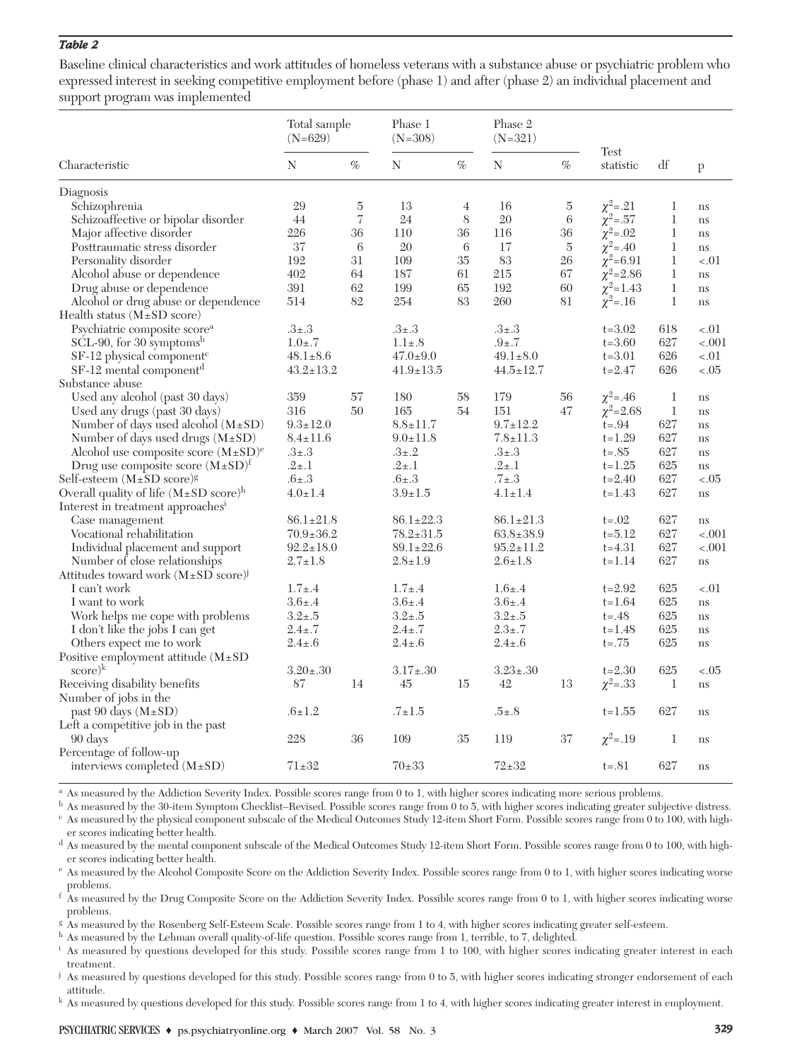*Table 2*

Baseline clinical characteristics and work attitudes of homeless veterans with a substance abuse or psychiatric problem who expressed interest in seeking competitive employment before (phase 1) and after (phase 2) an individual placement and support program was implemented

| | Total sample (N=629) | | Phase 1 (N=308) | | Phase 2 (N=321) | | | | |
|---|---|---|---|---|---|---|---|---|---|
| Characteristic | N | % | N | % | N | % | Test statistic | df | p |
| Diagnosis | | | | | | | | | |
| Schizophrenia | 29 | 5 | 13 | 4 | 16 | 5 | $\chi^2$=.21 | 1 | ns |
| Schizoaffective or bipolar disorder | 44 | 7 | 24 | 8 | 20 | 6 | $\chi^2$=.57 | 1 | ns |
| Major affective disorder | 226 | 36 | 110 | 36 | 116 | 36 | $\chi^2$=.02 | 1 | ns |
| Posttraumatic stress disorder | 37 | 6 | 20 | 6 | 17 | 5 | $\chi^2$=.40 | 1 | ns |
| Personality disorder | 192 | 31 | 109 | 35 | 83 | 26 | $\chi^2$=6.91 | 1 | <.01 |
| Alcohol abuse or dependence | 402 | 64 | 187 | 61 | 215 | 67 | $\chi^2$=2.86 | 1 | ns |
| Drug abuse or dependence | 391 | 62 | 199 | 65 | 192 | 60 | $\chi^2$=1.43 | 1 | ns |
| Alcohol or drug abuse or dependence | 514 | 82 | 254 | 83 | 260 | 81 | $\chi^2$=.16 | 1 | ns |
| Health status (M±SD score) | | | | | | | | | |
| Psychiatric composite score[a] | .3±.3 | | .3±.3 | | .3±.3 | | t=3.02 | 618 | <.01 |
| SCL-90, for 30 symptoms[b] | 1.0±.7 | | 1.1±.8 | | .9±.7 | | t=3.60 | 627 | <.001 |
| SF-12 physical component[c] | 48.1±8.6 | | 47.0±9.0 | | 49.1±8.0 | | t=3.01 | 626 | <.01 |
| SF-12 mental component[d] | 43.2±13.2 | | 41.9±13.5 | | 44.5±12.7 | | t=2.47 | 626 | <.05 |
| Substance abuse | | | | | | | | | |
| Used any alcohol (past 30 days) | 359 | 57 | 180 | 58 | 179 | 56 | $\chi^2$=.46 | 1 | ns |
| Used any drugs (past 30 days) | 316 | 50 | 165 | 54 | 151 | 47 | $\chi^2$=2.68 | 1 | ns |
| Number of days used alcohol (M±SD) | 9.3±12.0 | | 8.8±11.7 | | 9.7±12.2 | | t=.94 | 627 | ns |
| Number of days used drugs (M±SD) | 8.4±11.6 | | 9.0±11.8 | | 7.8±11.3 | | t=1.29 | 627 | ns |
| Alcohol use composite score (M±SD)[e] | .3±.3 | | .3±.2 | | .3±.3 | | t=.85 | 627 | ns |
| Drug use composite score (M±SD)[f] | .2±.1 | | .2±.1 | | .2±.1 | | t=1.25 | 625 | ns |
| Self-esteem (M±SD score)[g] | .6±.3 | | .6±.3 | | .7±.3 | | t=2.40 | 627 | <.05 |
| Overall quality of life (M±SD score)[h] | 4.0±1.4 | | 3.9±1.5 | | 4.1±1.4 | | t=1.43 | 627 | ns |
| Interest in treatment approaches[i] | | | | | | | | | |
| Case management | 86.1±21.8 | | 86.1±22.3 | | 86.1±21.3 | | t=.02 | 627 | ns |
| Vocational rehabilitation | 70.9±36.2 | | 78.2±31.5 | | 63.8±38.9 | | t=5.12 | 627 | <.001 |
| Individual placement and support | 92.2±18.0 | | 89.1±22.6 | | 95.2±11.2 | | t=4.31 | 627 | <.001 |
| Number of close relationships | 2.7±1.8 | | 2.8±1.9 | | 2.6±1.8 | | t=1.14 | 627 | ns |
| Attitudes toward work (M±SD score)[j] | | | | | | | | | |
| I can't work | 1.7±.4 | | 1.7±.4 | | 1.6±.4 | | t=2.92 | 625 | <.01 |
| I want to work | 3.6±.4 | | 3.6±.4 | | 3.6±.4 | | t=1.64 | 625 | ns |
| Work helps me cope with problems | 3.2±.5 | | 3.2±.5 | | 3.2±.5 | | t=.48 | 625 | ns |
| I don't like the jobs I can get | 2.4±.7 | | 2.4±.7 | | 2.3±.7 | | t=1.48 | 625 | ns |
| Others expect me to work | 2.4±.6 | | 2.4±.6 | | 2.4±.6 | | t=.75 | 625 | ns |
| Positive employment attitude (M±SD score)[k] | 3.20±.30 | | 3.17±.30 | | 3.23±.30 | | t=2.30 | 625 | <.05 |
| Receiving disability benefits | 87 | 14 | 45 | 15 | 42 | 13 | $\chi^2$=.33 | 1 | ns |
| Number of jobs in the past 90 days (M±SD) | .6±1.2 | | .7±1.5 | | .5±.8 | | t=1.55 | 627 | ns |
| Left a competitive job in the past 90 days | 228 | 36 | 109 | 35 | 119 | 37 | $\chi^2$=.19 | 1 | ns |
| Percentage of follow-up interviews completed (M±SD) | 71±32 | | 70±33 | | 72±32 | | t=.81 | 627 | ns |

[a] As measured by the Addiction Severity Index. Possible scores range from 0 to 1, with higher scores indicating more serious problems.
[b] As measured by the 30-item Symptom Checklist–Revised. Possible scores range from 0 to 5, with higher scores indicating greater subjective distress.
[c] As measured by the physical component subscale of the Medical Outcomes Study 12-item Short Form. Possible scores range from 0 to 100, with higher scores indicating better health.
[d] As measured by the mental component subscale of the Medical Outcomes Study 12-item Short Form. Possible scores range from 0 to 100, with higher scores indicating better health.
[e] As measured by the Alcohol Composite Score on the Addiction Severity Index. Possible scores range from 0 to 1, with higher scores indicating worse problems.
[f] As measured by the Drug Composite Score on the Addiction Severity Index. Possible scores range from 0 to 1, with higher scores indicating worse problems.
[g] As measured by the Rosenberg Self-Esteem Scale. Possible scores range from 1 to 4, with higher scores indicating greater self-esteem.
[h] As measured by the Lehman overall quality-of-life question. Possible scores range from 1, terrible, to 7, delighted.
[i] As measured by questions developed for this study. Possible scores range from 1 to 100, with higher scores indicating greater interest in each treatment.
[j] As measured by questions developed for this study. Possible scores range from 0 to 5, with higher scores indicating stronger endorsement of each attitude.
[k] As measured by questions developed for this study. Possible scores range from 1 to 4, with higher scores indicating greater interest in employment.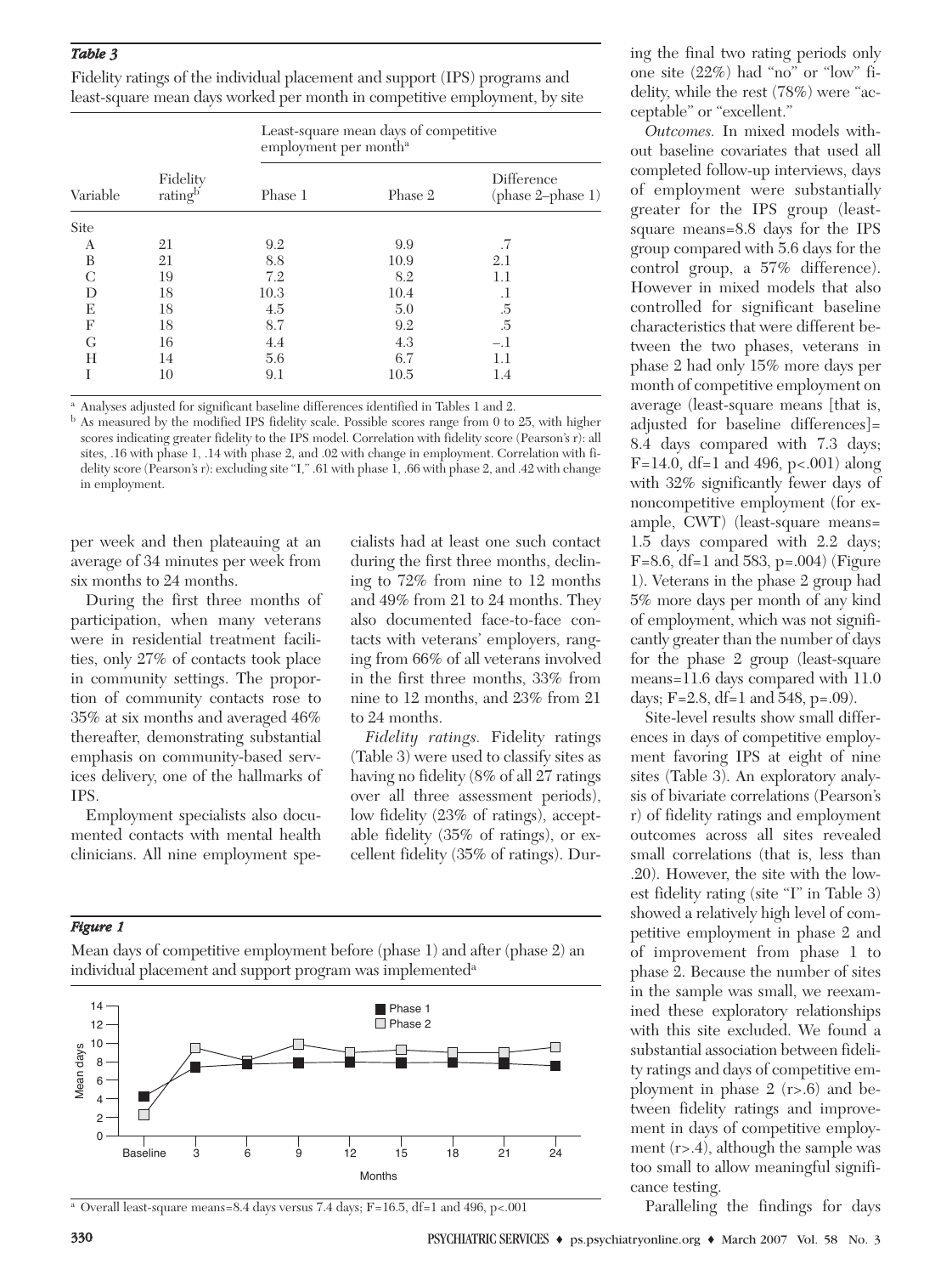*Table 3*

Fidelity ratings of the individual placement and support (IPS) programs and least-square mean days worked per month in competitive employment, by site

| Variable | Fidelity rating[b] | Least-square mean days of competitive employment per month[a] | | |
|---|---|---|---|---|
| | | Phase 1 | Phase 2 | Difference (phase 2–phase 1) |
| Site | | | | |
| A | 21 | 9.2 | 9.9 | .7 |
| B | 21 | 8.8 | 10.9 | 2.1 |
| C | 19 | 7.2 | 8.2 | 1.1 |
| D | 18 | 10.3 | 10.4 | .1 |
| E | 18 | 4.5 | 5.0 | .5 |
| F | 18 | 8.7 | 9.2 | .5 |
| G | 16 | 4.4 | 4.3 | –.1 |
| H | 14 | 5.6 | 6.7 | 1.1 |
| I | 10 | 9.1 | 10.5 | 1.4 |

[a] Analyses adjusted for significant baseline differences identified in Tables 1 and 2.
[b] As measured by the modified IPS fidelity scale. Possible scores range from 0 to 25, with higher scores indicating greater fidelity to the IPS model. Correlation with fidelity score (Pearson's r): all sites, .16 with phase 1, .14 with phase 2, and .02 with change in employment. Correlation with fidelity score (Pearson's r): excluding site "I," .61 with phase 1, .66 with phase 2, and .42 with change in employment.

per week and then plateauing at an average of 34 minutes per week from six months to 24 months.

During the first three months of participation, when many veterans were in residential treatment facilities, only 27% of contacts took place in community settings. The proportion of community contacts rose to 35% at six months and averaged 46% thereafter, demonstrating substantial emphasis on community-based services delivery, one of the hallmarks of IPS.

Employment specialists also documented contacts with mental health clinicians. All nine employment specialists had at least one such contact during the first three months, declining to 72% from nine to 12 months and 49% from 21 to 24 months. They also documented face-to-face contacts with veterans' employers, ranging from 66% of all veterans involved in the first three months, 33% from nine to 12 months, and 23% from 21 to 24 months.

*Fidelity ratings.* Fidelity ratings (Table 3) were used to classify sites as having no fidelity (8% of all 27 ratings over all three assessment periods), low fidelity (23% of ratings), acceptable fidelity (35% of ratings), or excellent fidelity (35% of ratings). During the final two rating periods only one site (22%) had "no" or "low" fidelity, while the rest (78%) were "acceptable" or "excellent."

*Outcomes.* In mixed models without baseline covariates that used all completed follow-up interviews, days of employment were substantially greater for the IPS group (least-square means=8.8 days for the IPS group compared with 5.6 days for the control group, a 57% difference). However in mixed models that also controlled for significant baseline characteristics that were different between the two phases, veterans in phase 2 had only 15% more days per month of competitive employment on average (least-square means [that is, adjusted for baseline differences]= 8.4 days compared with 7.3 days; F=14.0, df=1 and 496, p<.001) along with 32% significantly fewer days of noncompetitive employment (for example, CWT) (least-square means= 1.5 days compared with 2.2 days; F=8.6, df=1 and 583, p=.004) (Figure 1). Veterans in the phase 2 group had 5% more days per month of any kind of employment, which was not significantly greater than the number of days for the phase 2 group (least-square means=11.6 days compared with 11.0 days; F=2.8, df=1 and 548, p=.09).

Site-level results show small differences in days of competitive employment favoring IPS at eight of nine sites (Table 3). An exploratory analysis of bivariate correlations (Pearson's r) of fidelity ratings and employment outcomes across all sites revealed small correlations (that is, less than .20). However, the site with the lowest fidelity rating (site "I" in Table 3) showed a relatively high level of competitive employment in phase 2 and of improvement from phase 1 to phase 2. Because the number of sites in the sample was small, we reexamined these exploratory relationships with this site excluded. We found a substantial association between fidelity ratings and days of competitive employment in phase 2 (r>.6) and between fidelity ratings and improvement in days of competitive employment (r>.4), although the sample was too small to allow meaningful significance testing.

*Figure 1*

Mean days of competitive employment before (phase 1) and after (phase 2) an individual placement and support program was implemented[a]

[a] Overall least-square means=8.4 days versus 7.4 days; F=16.5, df=1 and 496, p<.001

Paralleling the findings for days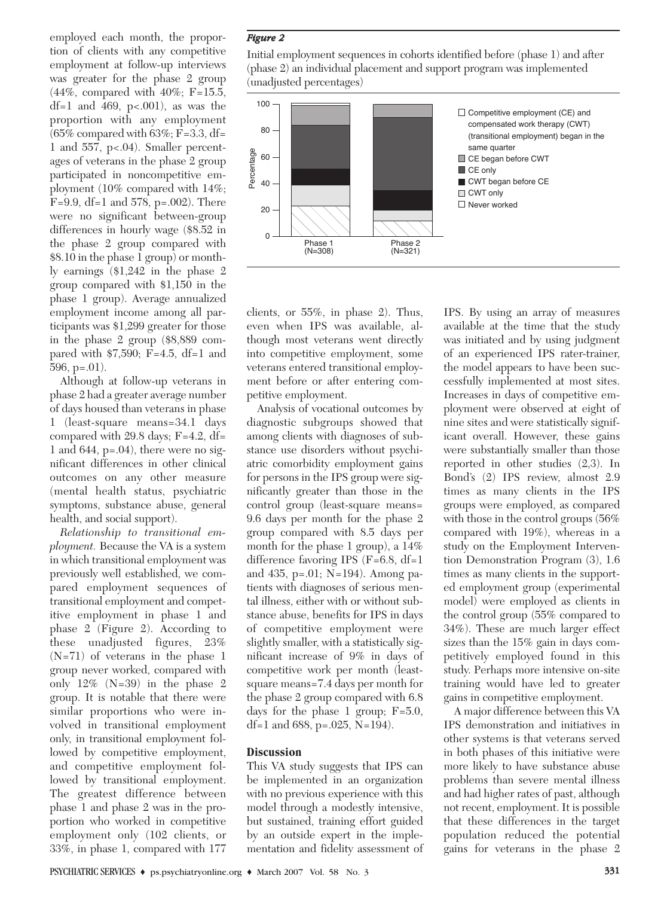employed each month, the proportion of clients with any competitive employment at follow-up interviews was greater for the phase 2 group (44%, compared with 40%; F=15.5, df=1 and 469, p<.001), as was the proportion with any employment (65% compared with 63%; F=3.3, df=1 and 557, p<.04). Smaller percentages of veterans in the phase 2 group participated in noncompetitive employment (10% compared with 14%; F=9.9, df=1 and 578, p=.002). There were no significant between-group differences in hourly wage ($8.52 in the phase 2 group compared with $8.10 in the phase 1 group) or monthly earnings ($1,242 in the phase 2 group compared with $1,150 in the phase 1 group). Average annualized employment income among all participants was $1,299 greater for those in the phase 2 group ($8,889 compared with $7,590; F=4.5, df=1 and 596, p=.01).

Although at follow-up veterans in phase 2 had a greater average number of days housed than veterans in phase 1 (least-square means=34.1 days compared with 29.8 days; F=4.2, df=1 and 644, p=.04), there were no significant differences in other clinical outcomes on any other measure (mental health status, psychiatric symptoms, substance abuse, general health, and social support).

*Relationship to transitional employment.* Because the VA is a system in which transitional employment was previously well established, we compared employment sequences of transitional employment and competitive employment in phase 1 and phase 2 (Figure 2). According to these unadjusted figures, 23% (N=71) of veterans in the phase 1 group never worked, compared with only 12% (N=39) in the phase 2 group. It is notable that there were similar proportions who were involved in transitional employment only, in transitional employment followed by competitive employment, and competitive employment followed by transitional employment. The greatest difference between phase 1 and phase 2 was in the proportion who worked in competitive employment only (102 clients, or 33%, in phase 1, compared with 177 clients, or 55%, in phase 2). Thus, even when IPS was available, although most veterans went directly into competitive employment, some veterans entered transitional employment before or after entering competitive employment.

**Figure 2**

Initial employment sequences in cohorts identified before (phase 1) and after (phase 2) an individual placement and support program was implemented (unadjusted percentages)

Analysis of vocational outcomes by diagnostic subgroups showed that among clients with diagnoses of substance use disorders without psychiatric comorbidity employment gains for persons in the IPS group were significantly greater than those in the control group (least-square means=9.6 days per month for the phase 2 group compared with 8.5 days per month for the phase 1 group), a 14% difference favoring IPS (F=6.8, df=1 and 435, p=.01; N=194). Among patients with diagnoses of serious mental illness, either with or without substance abuse, benefits for IPS in days of competitive employment were slightly smaller, with a statistically significant increase of 9% in days of competitive work per month (least-square means=7.4 days per month for the phase 2 group compared with 6.8 days for the phase 1 group; F=5.0, df=1 and 688, p=.025, N=194).

## Discussion

This VA study suggests that IPS can be implemented in an organization with no previous experience with this model through a modestly intensive, but sustained, training effort guided by an outside expert in the implementation and fidelity assessment of IPS. By using an array of measures available at the time that the study was initiated and by using judgment of an experienced IPS rater-trainer, the model appears to have been successfully implemented at most sites. Increases in days of competitive employment were observed at eight of nine sites and were statistically significant overall. However, these gains were substantially smaller than those reported in other studies (2,3). In Bond's (2) IPS review, almost 2.9 times as many clients in the IPS groups were employed, as compared with those in the control groups (56% compared with 19%), whereas in a study on the Employment Intervention Demonstration Program (3), 1.6 times as many clients in the supported employment group (experimental model) were employed as clients in the control group (55% compared to 34%). These are much larger effect sizes than the 15% gain in days competitively employed found in this study. Perhaps more intensive on-site training would have led to greater gains in competitive employment.

A major difference between this VA IPS demonstration and initiatives in other systems is that veterans served in both phases of this initiative were more likely to have substance abuse problems than severe mental illness and had higher rates of past, although not recent, employment. It is possible that these differences in the target population reduced the potential gains for veterans in the phase 2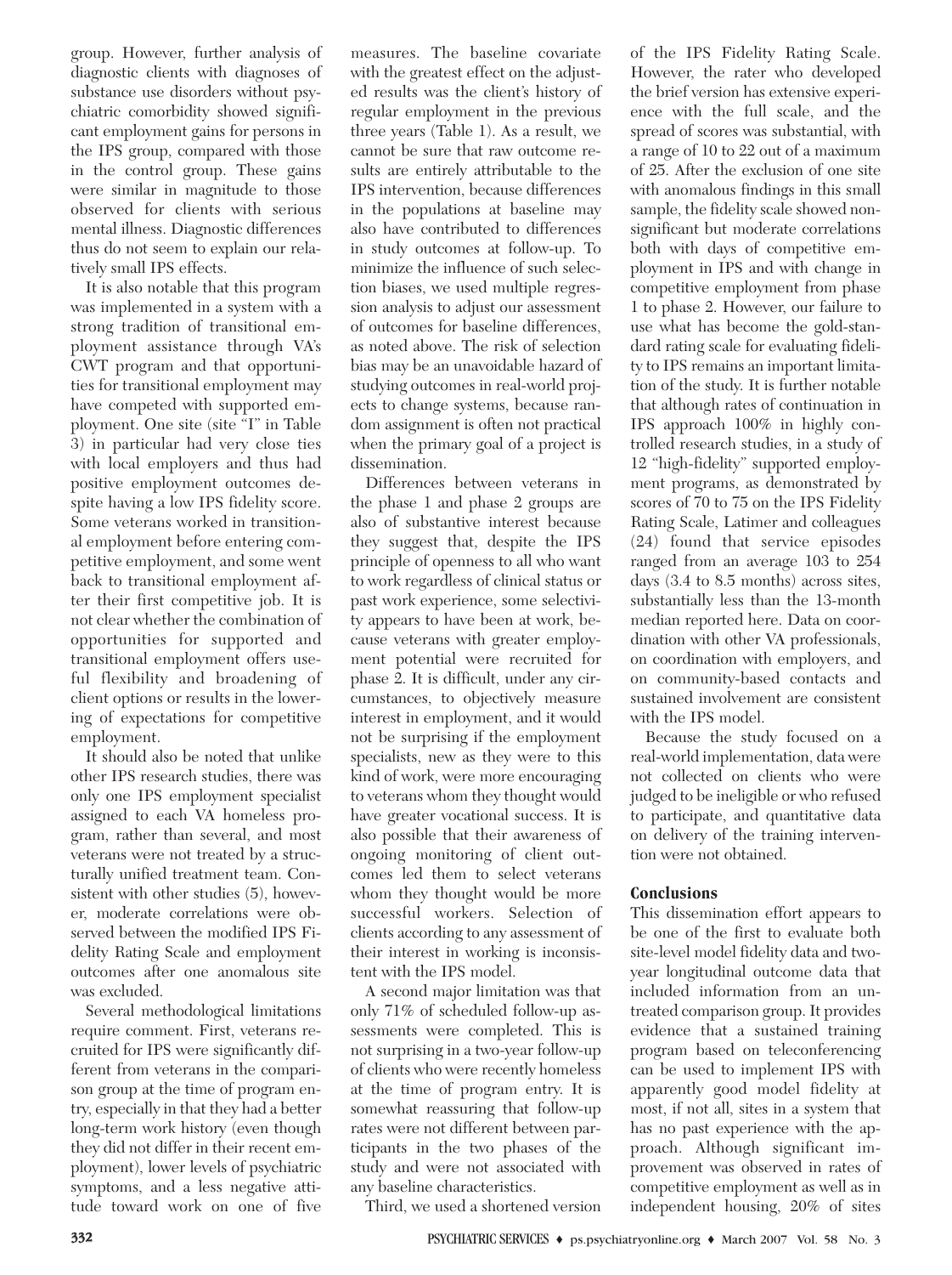group. However, further analysis of diagnostic clients with diagnoses of substance use disorders without psychiatric comorbidity showed significant employment gains for persons in the IPS group, compared with those in the control group. These gains were similar in magnitude to those observed for clients with serious mental illness. Diagnostic differences thus do not seem to explain our relatively small IPS effects.

It is also notable that this program was implemented in a system with a strong tradition of transitional employment assistance through VA's CWT program and that opportunities for transitional employment may have competed with supported employment. One site (site "I" in Table 3) in particular had very close ties with local employers and thus had positive employment outcomes despite having a low IPS fidelity score. Some veterans worked in transitional employment before entering competitive employment, and some went back to transitional employment after their first competitive job. It is not clear whether the combination of opportunities for supported and transitional employment offers useful flexibility and broadening of client options or results in the lowering of expectations for competitive employment.

It should also be noted that unlike other IPS research studies, there was only one IPS employment specialist assigned to each VA homeless program, rather than several, and most veterans were not treated by a structurally unified treatment team. Consistent with other studies (5), however, moderate correlations were observed between the modified IPS Fidelity Rating Scale and employment outcomes after one anomalous site was excluded.

Several methodological limitations require comment. First, veterans recruited for IPS were significantly different from veterans in the comparison group at the time of program entry, especially in that they had a better long-term work history (even though they did not differ in their recent employment), lower levels of psychiatric symptoms, and a less negative attitude toward work on one of five measures. The baseline covariate with the greatest effect on the adjusted results was the client's history of regular employment in the previous three years (Table 1). As a result, we cannot be sure that raw outcome results are entirely attributable to the IPS intervention, because differences in the populations at baseline may also have contributed to differences in study outcomes at follow-up. To minimize the influence of such selection biases, we used multiple regression analysis to adjust our assessment of outcomes for baseline differences, as noted above. The risk of selection bias may be an unavoidable hazard of studying outcomes in real-world projects to change systems, because random assignment is often not practical when the primary goal of a project is dissemination.

Differences between veterans in the phase 1 and phase 2 groups are also of substantive interest because they suggest that, despite the IPS principle of openness to all who want to work regardless of clinical status or past work experience, some selectivity appears to have been at work, because veterans with greater employment potential were recruited for phase 2. It is difficult, under any circumstances, to objectively measure interest in employment, and it would not be surprising if the employment specialists, new as they were to this kind of work, were more encouraging to veterans whom they thought would have greater vocational success. It is also possible that their awareness of ongoing monitoring of client outcomes led them to select veterans whom they thought would be more successful workers. Selection of clients according to any assessment of their interest in working is inconsistent with the IPS model.

A second major limitation was that only 71% of scheduled follow-up assessments were completed. This is not surprising in a two-year follow-up of clients who were recently homeless at the time of program entry. It is somewhat reassuring that follow-up rates were not different between participants in the two phases of the study and were not associated with any baseline characteristics.

Third, we used a shortened version of the IPS Fidelity Rating Scale. However, the rater who developed the brief version has extensive experience with the full scale, and the spread of scores was substantial, with a range of 10 to 22 out of a maximum of 25. After the exclusion of one site with anomalous findings in this small sample, the fidelity scale showed nonsignificant but moderate correlations both with days of competitive employment in IPS and with change in competitive employment from phase 1 to phase 2. However, our failure to use what has become the gold-standard rating scale for evaluating fidelity to IPS remains an important limitation of the study. It is further notable that although rates of continuation in IPS approach 100% in highly controlled research studies, in a study of 12 "high-fidelity" supported employment programs, as demonstrated by scores of 70 to 75 on the IPS Fidelity Rating Scale, Latimer and colleagues (24) found that service episodes ranged from an average 103 to 254 days (3.4 to 8.5 months) across sites, substantially less than the 13-month median reported here. Data on coordination with other VA professionals, on coordination with employers, and on community-based contacts and sustained involvement are consistent with the IPS model.

Because the study focused on a real-world implementation, data were not collected on clients who were judged to be ineligible or who refused to participate, and quantitative data on delivery of the training intervention were not obtained.

## Conclusions

This dissemination effort appears to be one of the first to evaluate both site-level model fidelity data and two-year longitudinal outcome data that included information from an untreated comparison group. It provides evidence that a sustained training program based on teleconferencing can be used to implement IPS with apparently good model fidelity at most, if not all, sites in a system that has no past experience with the approach. Although significant improvement was observed in rates of competitive employment as well as in independent housing, 20% of sites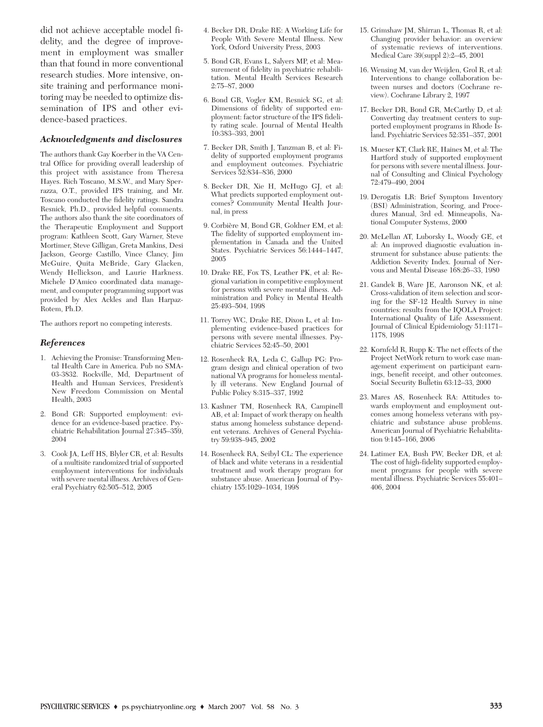did not achieve acceptable model fidelity, and the degree of improvement in employment was smaller than that found in more conventional research studies. More intensive, onsite training and performance monitoring may be needed to optimize dissemination of IPS and other evidence-based practices.

### *Acknowledgments and disclosures*

The authors thank Gay Koerber in the VA Central Office for providing overall leadership of this project with assistance from Theresa Hayes. Rich Toscano, M.S.W., and Mary Sperrazza, O.T., provided IPS training, and Mr. Toscano conducted the fidelity ratings. Sandra Resnick, Ph.D., provided helpful comments. The authors also thank the site coordinators of the Therapeutic Employment and Support program: Kathleen Scott, Gary Warner, Steve Mortimer, Steve Gilligan, Greta Mankins, Desi Jackson, George Castillo, Vince Clancy, Jim McGuire, Quita McBride, Gary Glacken, Wendy Hellickson, and Laurie Harkness. Michele D'Amico coordinated data management, and computer programming support was provided by Alex Ackles and Ilan Harpaz-Rotem, Ph.D.

The authors report no competing interests.

### *References*

1. Achieving the Promise: Transforming Mental Health Care in America. Pub no SMA-03-3832. Rockville, Md, Department of Health and Human Services, President's New Freedom Commission on Mental Health, 2003
2. Bond GR: Supported employment: evidence for an evidence-based practice. Psychiatric Rehabilitation Journal 27:345–359, 2004
3. Cook JA, Leff HS, Blyler CR, et al: Results of a multisite randomized trial of supported employment interventions for individuals with severe mental illness. Archives of General Psychiatry 62:505–512, 2005
4. Becker DR, Drake RE: A Working Life for People With Severe Mental Illness. New York, Oxford University Press, 2003
5. Bond GR, Evans L, Salyers MP, et al: Measurement of fidelity in psychiatric rehabilitation. Mental Health Services Research 2:75–87, 2000
6. Bond GR, Vogler KM, Resnick SG, et al: Dimensions of fidelity of supported employment: factor structure of the IPS fidelity rating scale. Journal of Mental Health 10:383–393, 2001
7. Becker DR, Smith J, Tanzman B, et al: Fidelity of supported employment programs and employment outcomes. Psychiatric Services 52:834–836, 2000
8. Becker DR, Xie H, McHugo GJ, et al: What predicts supported employment outcomes? Community Mental Health Journal, in press
9. Corbière M, Bond GR, Goldner EM, et al: The fidelity of supported employment implementation in Canada and the United States. Psychiatric Services 56:1444–1447, 2005
10. Drake RE, Fox TS, Leather PK, et al: Regional variation in competitive employment for persons with severe mental illness. Administration and Policy in Mental Health 25:493–504, 1998
11. Torrey WC, Drake RE, Dixon L, et al: Implementing evidence-based practices for persons with severe mental illnesses. Psychiatric Services 52:45–50, 2001
12. Rosenheck RA, Leda C, Gallup PG: Program design and clinical operation of two national VA programs for homeless mentally ill veterans. New England Journal of Public Policy 8:315–337, 1992
13. Kashner TM, Rosenheck RA, Campinell AB, et al: Impact of work therapy on health status among homeless substance dependent veterans. Archives of General Psychiatry 59:938–945, 2002
14. Rosenheck RA, Seibyl CL: The experience of black and white veterans in a residential treatment and work therapy program for substance abuse. American Journal of Psychiatry 155:1029–1034, 1998
15. Grimshaw JM, Shirran L, Thomas R, et al: Changing provider behavior: an overview of systematic reviews of interventions. Medical Care 39(suppl 2):2–45, 2001
16. Wensing M, van der Weijden, Grol R, et al: Interventions to change collaboration between nurses and doctors (Cochrane review). Cochrane Library 2, 1997
17. Becker DR, Bond GR, McCarthy D, et al: Converting day treatment centers to supported employment programs in Rhode Island. Psychiatric Services 52:351–357, 2001
18. Mueser KT, Clark RE, Haines M, et al: The Hartford study of supported employment for persons with severe mental illness. Journal of Consulting and Clinical Psychology 72:479–490, 2004
19. Derogatis LR: Brief Symptom Inventory (BSI) Administration, Scoring, and Procedures Manual, 3rd ed. Minneapolis, National Computer Systems, 2000
20. McLellan AT, Luborsky L, Woody GE, et al: An improved diagnostic evaluation instrument for substance abuse patients: the Addiction Severity Index. Journal of Nervous and Mental Disease 168:26–33, 1980
21. Gandek B, Ware JE, Aaronson NK, et al: Cross-validation of item selection and scoring for the SF-12 Health Survey in nine countries: results from the IQOLA Project: International Quality of Life Assessment. Journal of Clinical Epidemiology 51:1171–1178, 1998
22. Kornfeld R, Rupp K: The net effects of the Project NetWork return to work case management experiment on participant earnings, benefit receipt, and other outcomes. Social Security Bulletin 63:12–33, 2000
23. Mares AS, Rosenheck RA: Attitudes towards employment and employment outcomes among homeless veterans with psychiatric and substance abuse problems. American Journal of Psychiatric Rehabilitation 9:145–166, 2006
24. Latimer EA, Bush PW, Becker DR, et al: The cost of high-fidelity supported employment programs for people with severe mental illness. Psychiatric Services 55:401–406, 2004